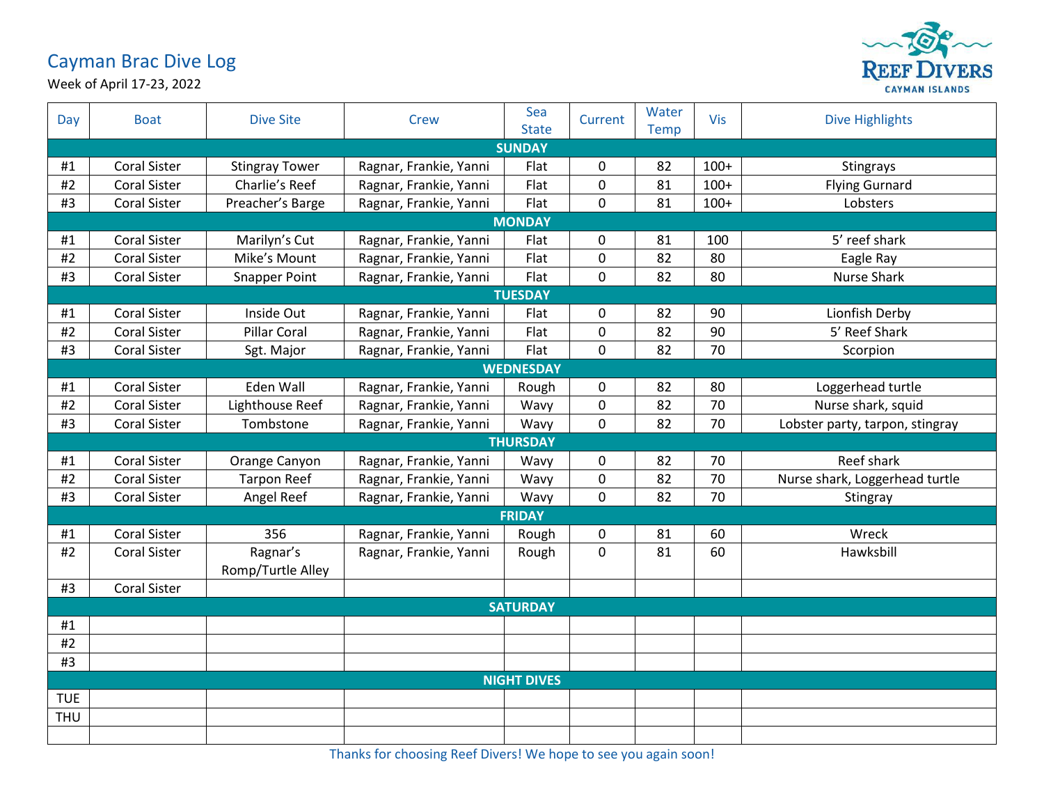# Cayman Brac Dive Log

Week of April 17-23, 2022

REEF DIVERS
CAYMAN ISLANDS

| Day | Boat | Dive Site | Crew | Sea State | Current | Water Temp | Vis | Dive Highlights |
|---|---|---|---|---|---|---|---|---|
| **SUNDAY** | | | | | | | | |
| #1 | Coral Sister | Stingray Tower | Ragnar, Frankie, Yanni | Flat | 0 | 82 | 100+ | Stingrays |
| #2 | Coral Sister | Charlie's Reef | Ragnar, Frankie, Yanni | Flat | 0 | 81 | 100+ | Flying Gurnard |
| #3 | Coral Sister | Preacher's Barge | Ragnar, Frankie, Yanni | Flat | 0 | 81 | 100+ | Lobsters |
| **MONDAY** | | | | | | | | |
| #1 | Coral Sister | Marilyn's Cut | Ragnar, Frankie, Yanni | Flat | 0 | 81 | 100 | 5' reef shark |
| #2 | Coral Sister | Mike's Mount | Ragnar, Frankie, Yanni | Flat | 0 | 82 | 80 | Eagle Ray |
| #3 | Coral Sister | Snapper Point | Ragnar, Frankie, Yanni | Flat | 0 | 82 | 80 | Nurse Shark |
| **TUESDAY** | | | | | | | | |
| #1 | Coral Sister | Inside Out | Ragnar, Frankie, Yanni | Flat | 0 | 82 | 90 | Lionfish Derby |
| #2 | Coral Sister | Pillar Coral | Ragnar, Frankie, Yanni | Flat | 0 | 82 | 90 | 5' Reef Shark |
| #3 | Coral Sister | Sgt. Major | Ragnar, Frankie, Yanni | Flat | 0 | 82 | 70 | Scorpion |
| **WEDNESDAY** | | | | | | | | |
| #1 | Coral Sister | Eden Wall | Ragnar, Frankie, Yanni | Rough | 0 | 82 | 80 | Loggerhead turtle |
| #2 | Coral Sister | Lighthouse Reef | Ragnar, Frankie, Yanni | Wavy | 0 | 82 | 70 | Nurse shark, squid |
| #3 | Coral Sister | Tombstone | Ragnar, Frankie, Yanni | Wavy | 0 | 82 | 70 | Lobster party, tarpon, stingray |
| **THURSDAY** | | | | | | | | |
| #1 | Coral Sister | Orange Canyon | Ragnar, Frankie, Yanni | Wavy | 0 | 82 | 70 | Reef shark |
| #2 | Coral Sister | Tarpon Reef | Ragnar, Frankie, Yanni | Wavy | 0 | 82 | 70 | Nurse shark, Loggerhead turtle |
| #3 | Coral Sister | Angel Reef | Ragnar, Frankie, Yanni | Wavy | 0 | 82 | 70 | Stingray |
| **FRIDAY** | | | | | | | | |
| #1 | Coral Sister | 356 | Ragnar, Frankie, Yanni | Rough | 0 | 81 | 60 | Wreck |
| #2 | Coral Sister | Ragnar's Romp/Turtle Alley | Ragnar, Frankie, Yanni | Rough | 0 | 81 | 60 | Hawksbill |
| #3 | Coral Sister | | | | | | | |
| **SATURDAY** | | | | | | | | |
| #1 | | | | | | | | |
| #2 | | | | | | | | |
| #3 | | | | | | | | |
| **NIGHT DIVES** | | | | | | | | |
| TUE | | | | | | | | |
| THU | | | | | | | | |
| | | | | | | | | |

Thanks for choosing Reef Divers! We hope to see you again soon!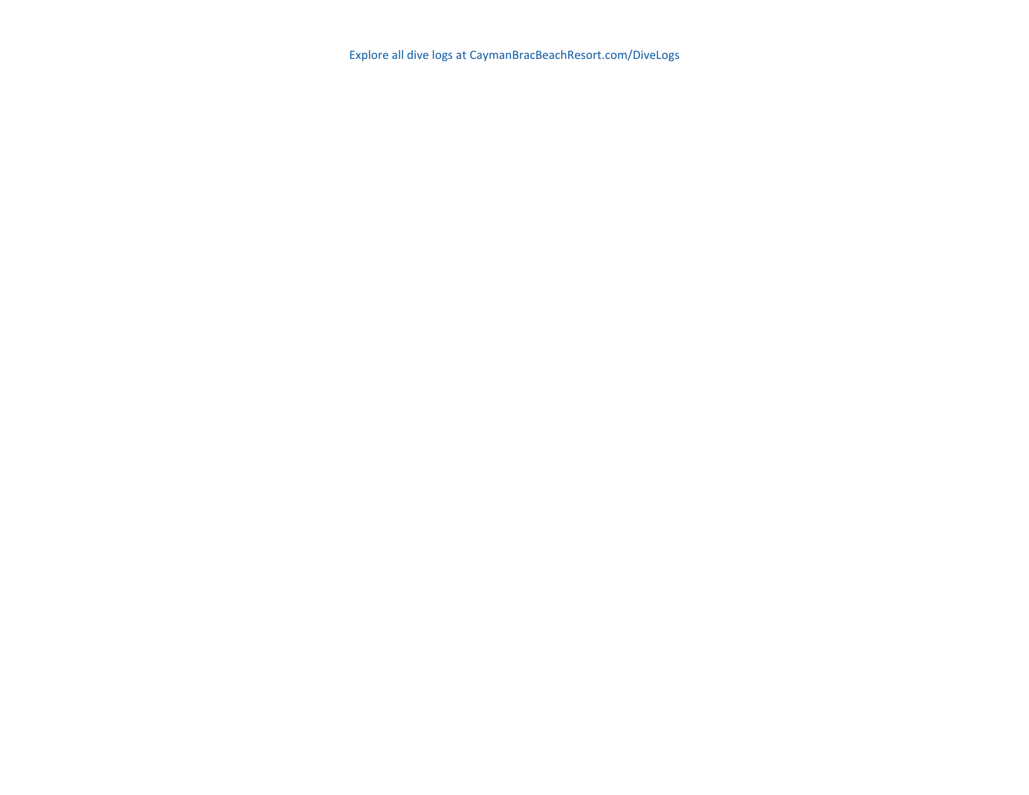Explore all dive logs at CaymanBracBeachResort.com/DiveLogs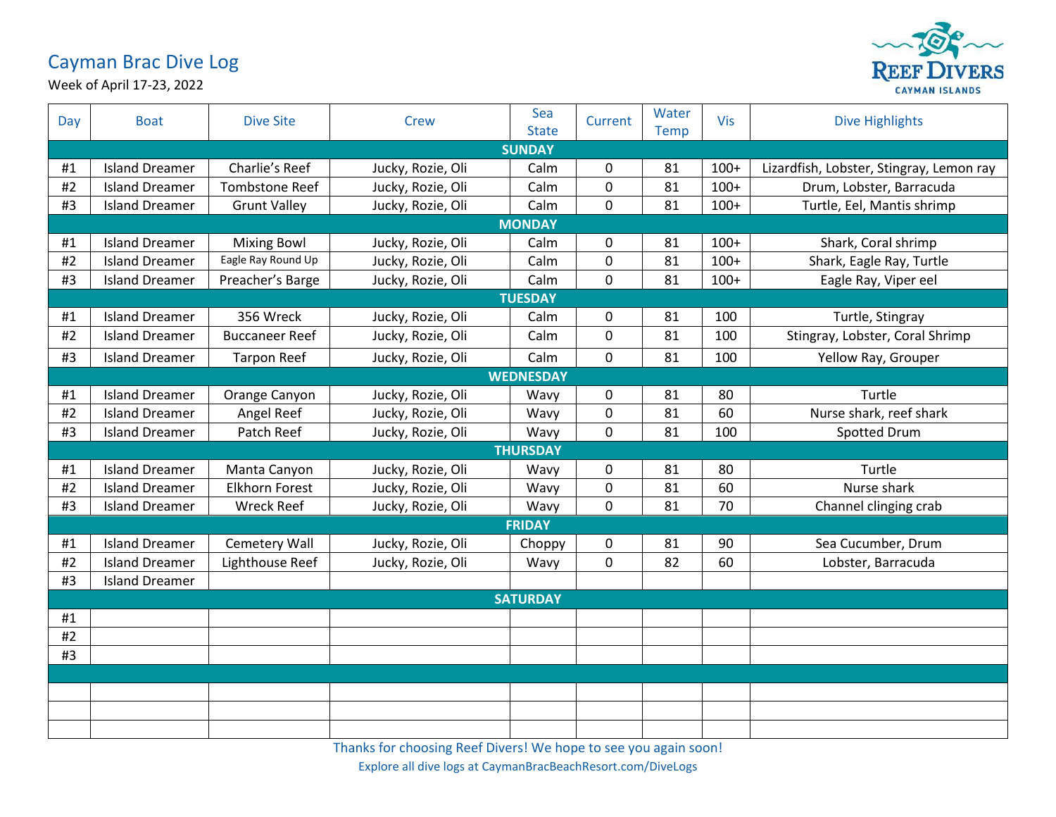# Cayman Brac Dive Log

Week of April 17-23, 2022

| Day | Boat | Dive Site | Crew | Sea State | Current | Water Temp | Vis | Dive Highlights |
|---|---|---|---|---|---|---|---|---|
| **SUNDAY** | | | | | | | | |
| #1 | Island Dreamer | Charlie's Reef | Jucky, Rozie, Oli | Calm | 0 | 81 | 100+ | Lizardfish, Lobster, Stingray, Lemon ray |
| #2 | Island Dreamer | Tombstone Reef | Jucky, Rozie, Oli | Calm | 0 | 81 | 100+ | Drum, Lobster, Barracuda |
| #3 | Island Dreamer | Grunt Valley | Jucky, Rozie, Oli | Calm | 0 | 81 | 100+ | Turtle, Eel, Mantis shrimp |
| **MONDAY** | | | | | | | | |
| #1 | Island Dreamer | Mixing Bowl | Jucky, Rozie, Oli | Calm | 0 | 81 | 100+ | Shark, Coral shrimp |
| #2 | Island Dreamer | Eagle Ray Round Up | Jucky, Rozie, Oli | Calm | 0 | 81 | 100+ | Shark, Eagle Ray, Turtle |
| #3 | Island Dreamer | Preacher's Barge | Jucky, Rozie, Oli | Calm | 0 | 81 | 100+ | Eagle Ray, Viper eel |
| **TUESDAY** | | | | | | | | |
| #1 | Island Dreamer | 356 Wreck | Jucky, Rozie, Oli | Calm | 0 | 81 | 100 | Turtle, Stingray |
| #2 | Island Dreamer | Buccaneer Reef | Jucky, Rozie, Oli | Calm | 0 | 81 | 100 | Stingray, Lobster, Coral Shrimp |
| #3 | Island Dreamer | Tarpon Reef | Jucky, Rozie, Oli | Calm | 0 | 81 | 100 | Yellow Ray, Grouper |
| **WEDNESDAY** | | | | | | | | |
| #1 | Island Dreamer | Orange Canyon | Jucky, Rozie, Oli | Wavy | 0 | 81 | 80 | Turtle |
| #2 | Island Dreamer | Angel Reef | Jucky, Rozie, Oli | Wavy | 0 | 81 | 60 | Nurse shark, reef shark |
| #3 | Island Dreamer | Patch Reef | Jucky, Rozie, Oli | Wavy | 0 | 81 | 100 | Spotted Drum |
| **THURSDAY** | | | | | | | | |
| #1 | Island Dreamer | Manta Canyon | Jucky, Rozie, Oli | Wavy | 0 | 81 | 80 | Turtle |
| #2 | Island Dreamer | Elkhorn Forest | Jucky, Rozie, Oli | Wavy | 0 | 81 | 60 | Nurse shark |
| #3 | Island Dreamer | Wreck Reef | Jucky, Rozie, Oli | Wavy | 0 | 81 | 70 | Channel clinging crab |
| **FRIDAY** | | | | | | | | |
| #1 | Island Dreamer | Cemetery Wall | Jucky, Rozie, Oli | Choppy | 0 | 81 | 90 | Sea Cucumber, Drum |
| #2 | Island Dreamer | Lighthouse Reef | Jucky, Rozie, Oli | Wavy | 0 | 82 | 60 | Lobster, Barracuda |
| #3 | Island Dreamer | | | | | | | |
| **SATURDAY** | | | | | | | | |
| #1 | | | | | | | | |
| #2 | | | | | | | | |
| #3 | | | | | | | | |

Thanks for choosing Reef Divers! We hope to see you again soon!

Explore all dive logs at CaymanBracBeachResort.com/DiveLogs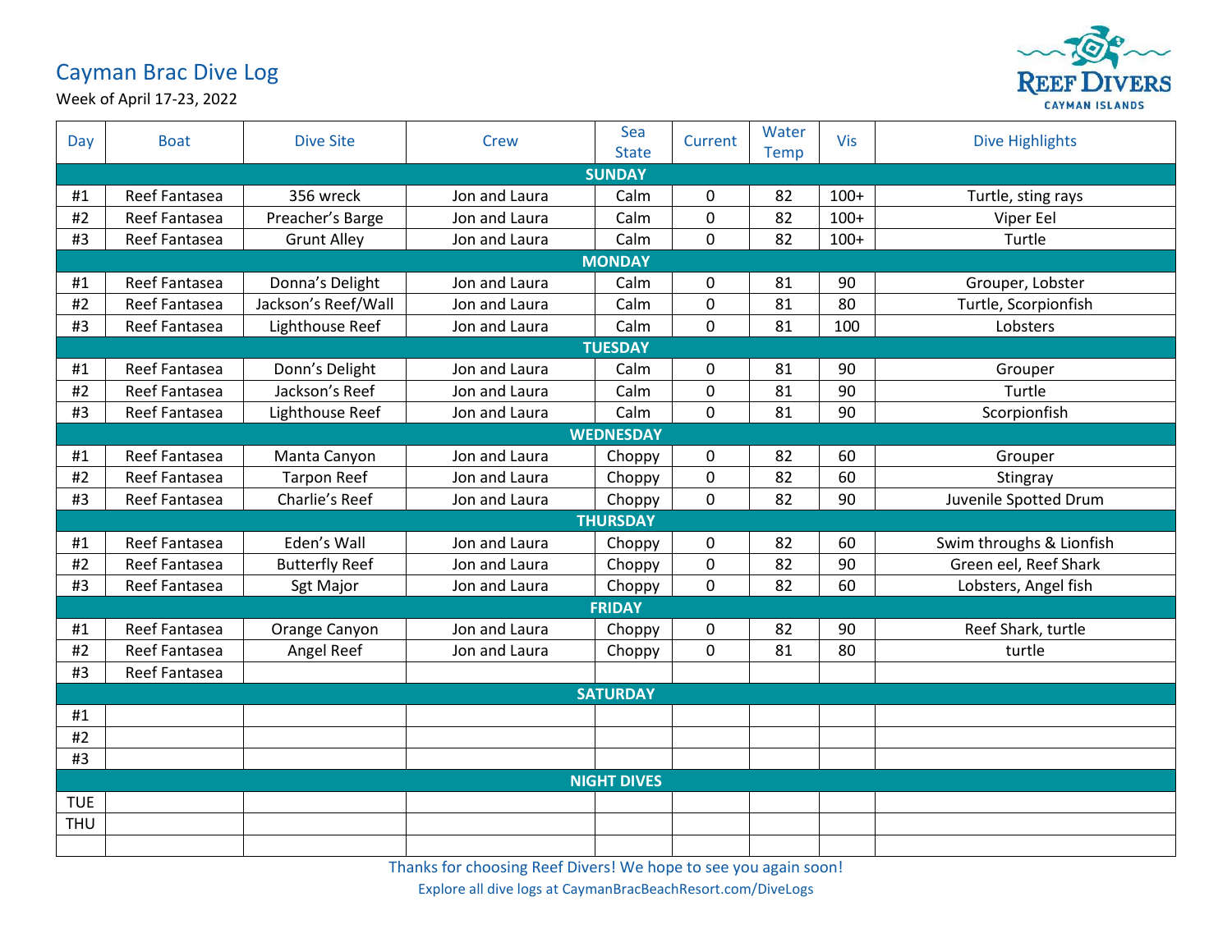# Cayman Brac Dive Log

Week of April 17-23, 2022

REEF DIVERS
CAYMAN ISLANDS

| Day | Boat | Dive Site | Crew | Sea State | Current | Water Temp | Vis | Dive Highlights |
|---|---|---|---|---|---|---|---|---|
| **SUNDAY** | | | | | | | | |
| #1 | Reef Fantasea | 356 wreck | Jon and Laura | Calm | 0 | 82 | 100+ | Turtle, sting rays |
| #2 | Reef Fantasea | Preacher's Barge | Jon and Laura | Calm | 0 | 82 | 100+ | Viper Eel |
| #3 | Reef Fantasea | Grunt Alley | Jon and Laura | Calm | 0 | 82 | 100+ | Turtle |
| **MONDAY** | | | | | | | | |
| #1 | Reef Fantasea | Donna's Delight | Jon and Laura | Calm | 0 | 81 | 90 | Grouper, Lobster |
| #2 | Reef Fantasea | Jackson's Reef/Wall | Jon and Laura | Calm | 0 | 81 | 80 | Turtle, Scorpionfish |
| #3 | Reef Fantasea | Lighthouse Reef | Jon and Laura | Calm | 0 | 81 | 100 | Lobsters |
| **TUESDAY** | | | | | | | | |
| #1 | Reef Fantasea | Donn's Delight | Jon and Laura | Calm | 0 | 81 | 90 | Grouper |
| #2 | Reef Fantasea | Jackson's Reef | Jon and Laura | Calm | 0 | 81 | 90 | Turtle |
| #3 | Reef Fantasea | Lighthouse Reef | Jon and Laura | Calm | 0 | 81 | 90 | Scorpionfish |
| **WEDNESDAY** | | | | | | | | |
| #1 | Reef Fantasea | Manta Canyon | Jon and Laura | Choppy | 0 | 82 | 60 | Grouper |
| #2 | Reef Fantasea | Tarpon Reef | Jon and Laura | Choppy | 0 | 82 | 60 | Stingray |
| #3 | Reef Fantasea | Charlie's Reef | Jon and Laura | Choppy | 0 | 82 | 90 | Juvenile Spotted Drum |
| **THURSDAY** | | | | | | | | |
| #1 | Reef Fantasea | Eden's Wall | Jon and Laura | Choppy | 0 | 82 | 60 | Swim throughs & Lionfish |
| #2 | Reef Fantasea | Butterfly Reef | Jon and Laura | Choppy | 0 | 82 | 90 | Green eel, Reef Shark |
| #3 | Reef Fantasea | Sgt Major | Jon and Laura | Choppy | 0 | 82 | 60 | Lobsters, Angel fish |
| **FRIDAY** | | | | | | | | |
| #1 | Reef Fantasea | Orange Canyon | Jon and Laura | Choppy | 0 | 82 | 90 | Reef Shark, turtle |
| #2 | Reef Fantasea | Angel Reef | Jon and Laura | Choppy | 0 | 81 | 80 | turtle |
| #3 | Reef Fantasea | | | | | | | |
| **SATURDAY** | | | | | | | | |
| #1 | | | | | | | | |
| #2 | | | | | | | | |
| #3 | | | | | | | | |
| **NIGHT DIVES** | | | | | | | | |
| TUE | | | | | | | | |
| THU | | | | | | | | |
| | | | | | | | | |

Thanks for choosing Reef Divers! We hope to see you again soon!

Explore all dive logs at CaymanBracBeachResort.com/DiveLogs